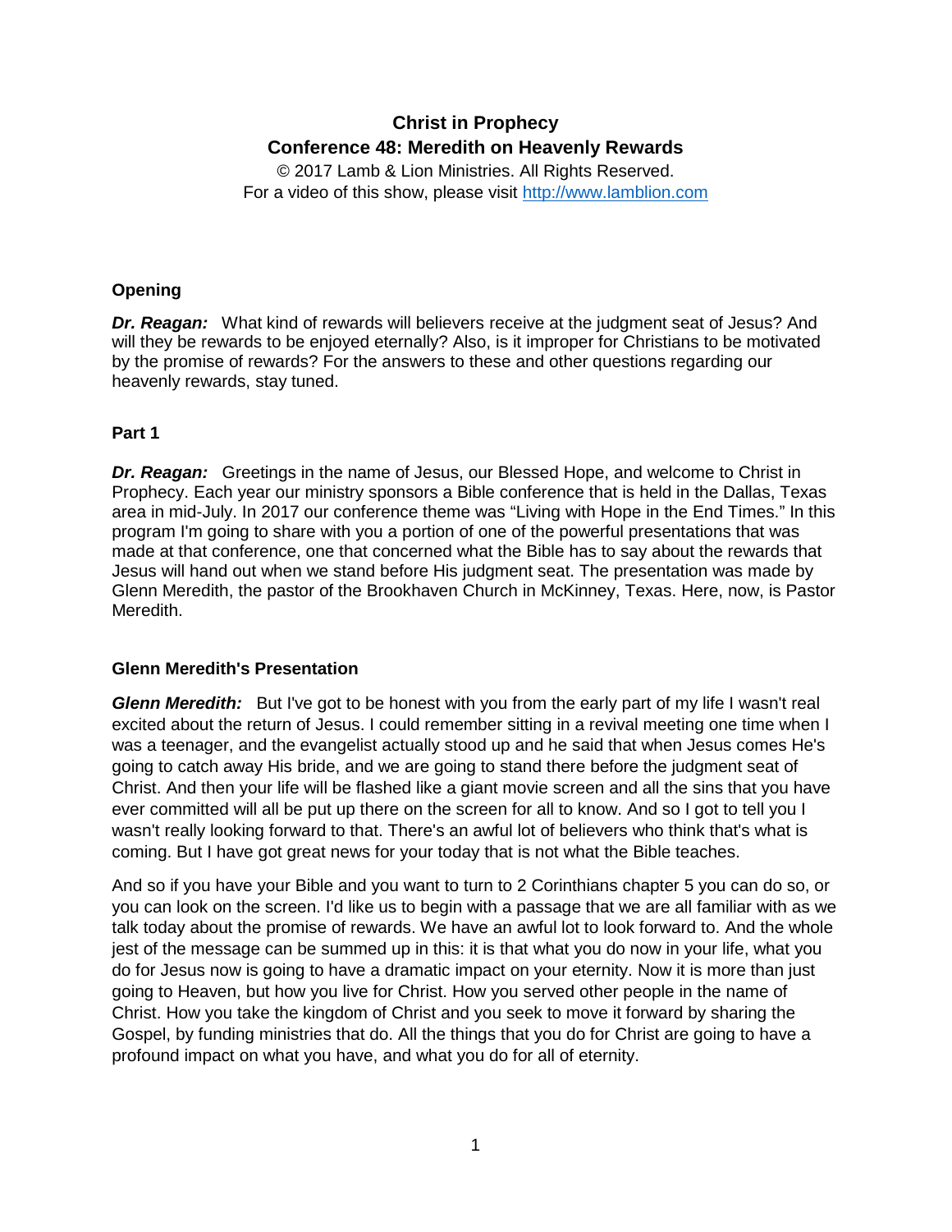# Christ in Prophecy
## Conference 48: Meredith on Heavenly Rewards

© 2017 Lamb & Lion Ministries. All Rights Reserved.
For a video of this show, please visit http://www.lamblion.com

### Opening

***Dr. Reagan:*** What kind of rewards will believers receive at the judgment seat of Jesus? And will they be rewards to be enjoyed eternally? Also, is it improper for Christians to be motivated by the promise of rewards? For the answers to these and other questions regarding our heavenly rewards, stay tuned.

### Part 1

***Dr. Reagan:*** Greetings in the name of Jesus, our Blessed Hope, and welcome to Christ in Prophecy. Each year our ministry sponsors a Bible conference that is held in the Dallas, Texas area in mid-July. In 2017 our conference theme was "Living with Hope in the End Times." In this program I'm going to share with you a portion of one of the powerful presentations that was made at that conference, one that concerned what the Bible has to say about the rewards that Jesus will hand out when we stand before His judgment seat. The presentation was made by Glenn Meredith, the pastor of the Brookhaven Church in McKinney, Texas. Here, now, is Pastor Meredith.

### Glenn Meredith's Presentation

***Glenn Meredith:*** But I've got to be honest with you from the early part of my life I wasn't real excited about the return of Jesus. I could remember sitting in a revival meeting one time when I was a teenager, and the evangelist actually stood up and he said that when Jesus comes He's going to catch away His bride, and we are going to stand there before the judgment seat of Christ. And then your life will be flashed like a giant movie screen and all the sins that you have ever committed will all be put up there on the screen for all to know. And so I got to tell you I wasn't really looking forward to that. There's an awful lot of believers who think that's what is coming. But I have got great news for your today that is not what the Bible teaches.

And so if you have your Bible and you want to turn to 2 Corinthians chapter 5 you can do so, or you can look on the screen. I'd like us to begin with a passage that we are all familiar with as we talk today about the promise of rewards. We have an awful lot to look forward to. And the whole jest of the message can be summed up in this: it is that what you do now in your life, what you do for Jesus now is going to have a dramatic impact on your eternity. Now it is more than just going to Heaven, but how you live for Christ. How you served other people in the name of Christ. How you take the kingdom of Christ and you seek to move it forward by sharing the Gospel, by funding ministries that do. All the things that you do for Christ are going to have a profound impact on what you have, and what you do for all of eternity.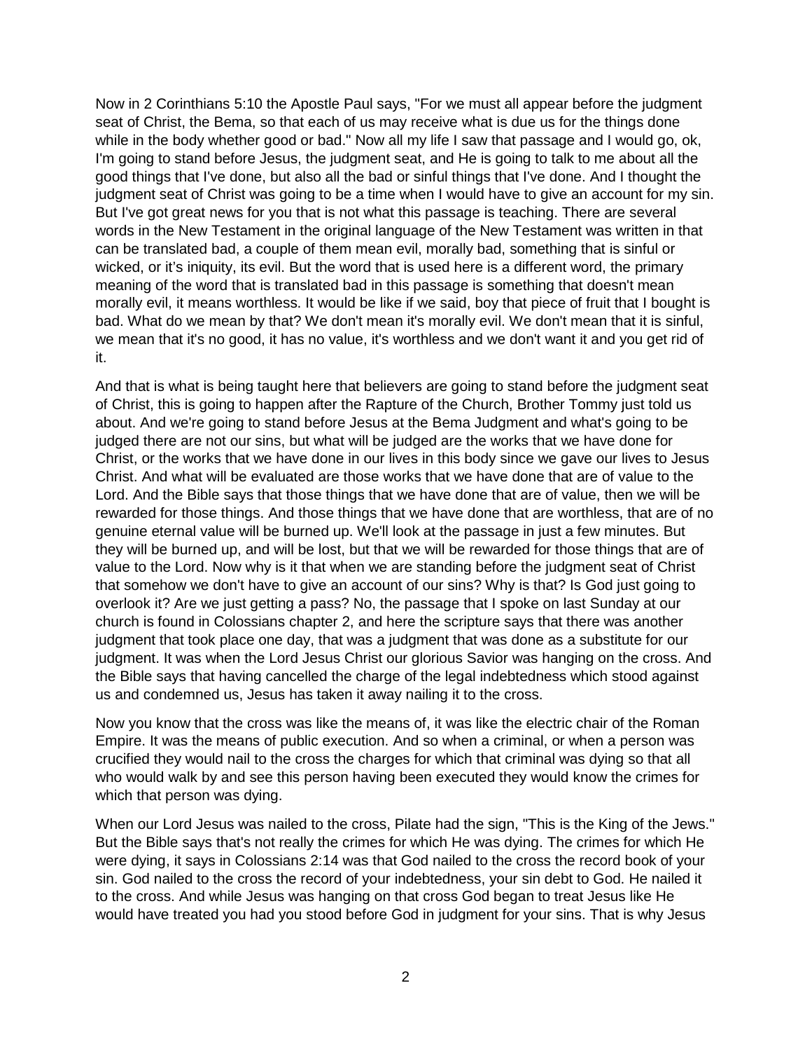Now in 2 Corinthians 5:10 the Apostle Paul says, "For we must all appear before the judgment seat of Christ, the Bema, so that each of us may receive what is due us for the things done while in the body whether good or bad." Now all my life I saw that passage and I would go, ok, I'm going to stand before Jesus, the judgment seat, and He is going to talk to me about all the good things that I've done, but also all the bad or sinful things that I've done. And I thought the judgment seat of Christ was going to be a time when I would have to give an account for my sin. But I've got great news for you that is not what this passage is teaching. There are several words in the New Testament in the original language of the New Testament was written in that can be translated bad, a couple of them mean evil, morally bad, something that is sinful or wicked, or it's iniquity, its evil. But the word that is used here is a different word, the primary meaning of the word that is translated bad in this passage is something that doesn't mean morally evil, it means worthless. It would be like if we said, boy that piece of fruit that I bought is bad. What do we mean by that? We don't mean it's morally evil. We don't mean that it is sinful, we mean that it's no good, it has no value, it's worthless and we don't want it and you get rid of it.

And that is what is being taught here that believers are going to stand before the judgment seat of Christ, this is going to happen after the Rapture of the Church, Brother Tommy just told us about. And we're going to stand before Jesus at the Bema Judgment and what's going to be judged there are not our sins, but what will be judged are the works that we have done for Christ, or the works that we have done in our lives in this body since we gave our lives to Jesus Christ. And what will be evaluated are those works that we have done that are of value to the Lord. And the Bible says that those things that we have done that are of value, then we will be rewarded for those things. And those things that we have done that are worthless, that are of no genuine eternal value will be burned up. We'll look at the passage in just a few minutes. But they will be burned up, and will be lost, but that we will be rewarded for those things that are of value to the Lord. Now why is it that when we are standing before the judgment seat of Christ that somehow we don't have to give an account of our sins? Why is that? Is God just going to overlook it? Are we just getting a pass? No, the passage that I spoke on last Sunday at our church is found in Colossians chapter 2, and here the scripture says that there was another judgment that took place one day, that was a judgment that was done as a substitute for our judgment. It was when the Lord Jesus Christ our glorious Savior was hanging on the cross. And the Bible says that having cancelled the charge of the legal indebtedness which stood against us and condemned us, Jesus has taken it away nailing it to the cross.

Now you know that the cross was like the means of, it was like the electric chair of the Roman Empire. It was the means of public execution. And so when a criminal, or when a person was crucified they would nail to the cross the charges for which that criminal was dying so that all who would walk by and see this person having been executed they would know the crimes for which that person was dying.

When our Lord Jesus was nailed to the cross, Pilate had the sign, "This is the King of the Jews." But the Bible says that's not really the crimes for which He was dying. The crimes for which He were dying, it says in Colossians 2:14 was that God nailed to the cross the record book of your sin. God nailed to the cross the record of your indebtedness, your sin debt to God. He nailed it to the cross. And while Jesus was hanging on that cross God began to treat Jesus like He would have treated you had you stood before God in judgment for your sins. That is why Jesus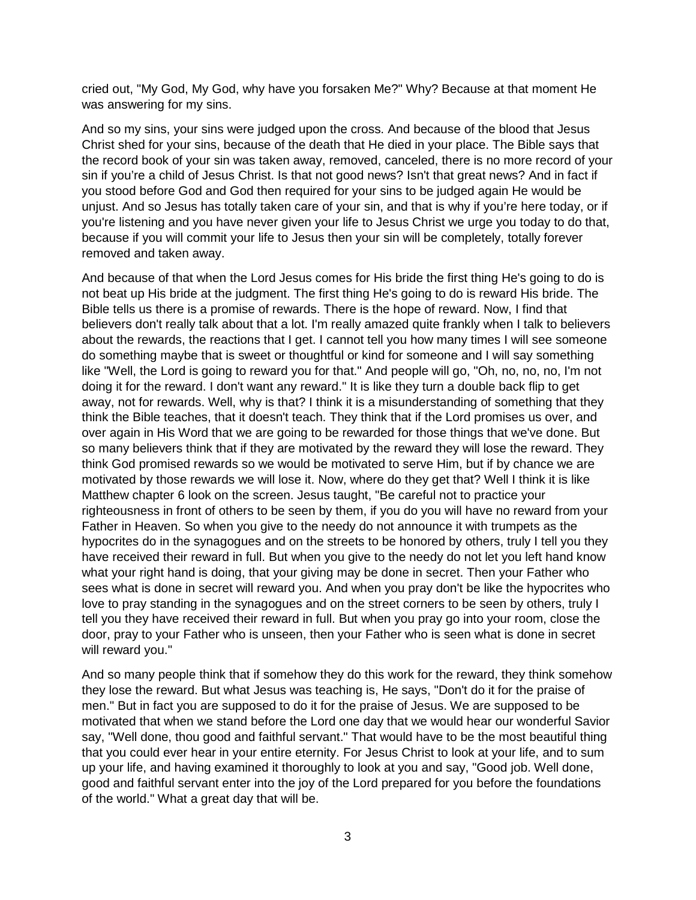cried out, "My God, My God, why have you forsaken Me?" Why? Because at that moment He was answering for my sins.

And so my sins, your sins were judged upon the cross. And because of the blood that Jesus Christ shed for your sins, because of the death that He died in your place. The Bible says that the record book of your sin was taken away, removed, canceled, there is no more record of your sin if you're a child of Jesus Christ. Is that not good news? Isn't that great news? And in fact if you stood before God and God then required for your sins to be judged again He would be unjust. And so Jesus has totally taken care of your sin, and that is why if you're here today, or if you're listening and you have never given your life to Jesus Christ we urge you today to do that, because if you will commit your life to Jesus then your sin will be completely, totally forever removed and taken away.

And because of that when the Lord Jesus comes for His bride the first thing He's going to do is not beat up His bride at the judgment. The first thing He's going to do is reward His bride. The Bible tells us there is a promise of rewards. There is the hope of reward. Now, I find that believers don't really talk about that a lot. I'm really amazed quite frankly when I talk to believers about the rewards, the reactions that I get. I cannot tell you how many times I will see someone do something maybe that is sweet or thoughtful or kind for someone and I will say something like "Well, the Lord is going to reward you for that." And people will go, "Oh, no, no, no, I'm not doing it for the reward. I don't want any reward." It is like they turn a double back flip to get away, not for rewards. Well, why is that? I think it is a misunderstanding of something that they think the Bible teaches, that it doesn't teach. They think that if the Lord promises us over, and over again in His Word that we are going to be rewarded for those things that we've done. But so many believers think that if they are motivated by the reward they will lose the reward. They think God promised rewards so we would be motivated to serve Him, but if by chance we are motivated by those rewards we will lose it. Now, where do they get that? Well I think it is like Matthew chapter 6 look on the screen. Jesus taught, "Be careful not to practice your righteousness in front of others to be seen by them, if you do you will have no reward from your Father in Heaven. So when you give to the needy do not announce it with trumpets as the hypocrites do in the synagogues and on the streets to be honored by others, truly I tell you they have received their reward in full. But when you give to the needy do not let you left hand know what your right hand is doing, that your giving may be done in secret. Then your Father who sees what is done in secret will reward you. And when you pray don't be like the hypocrites who love to pray standing in the synagogues and on the street corners to be seen by others, truly I tell you they have received their reward in full. But when you pray go into your room, close the door, pray to your Father who is unseen, then your Father who is seen what is done in secret will reward you."

And so many people think that if somehow they do this work for the reward, they think somehow they lose the reward. But what Jesus was teaching is, He says, "Don't do it for the praise of men." But in fact you are supposed to do it for the praise of Jesus. We are supposed to be motivated that when we stand before the Lord one day that we would hear our wonderful Savior say, "Well done, thou good and faithful servant." That would have to be the most beautiful thing that you could ever hear in your entire eternity. For Jesus Christ to look at your life, and to sum up your life, and having examined it thoroughly to look at you and say, "Good job. Well done, good and faithful servant enter into the joy of the Lord prepared for you before the foundations of the world." What a great day that will be.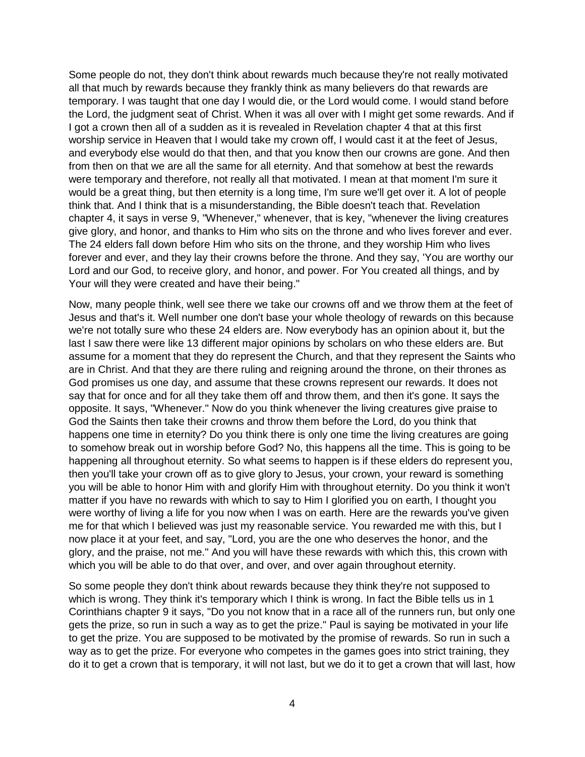Some people do not, they don't think about rewards much because they're not really motivated all that much by rewards because they frankly think as many believers do that rewards are temporary. I was taught that one day I would die, or the Lord would come. I would stand before the Lord, the judgment seat of Christ. When it was all over with I might get some rewards. And if I got a crown then all of a sudden as it is revealed in Revelation chapter 4 that at this first worship service in Heaven that I would take my crown off, I would cast it at the feet of Jesus, and everybody else would do that then, and that you know then our crowns are gone. And then from then on that we are all the same for all eternity. And that somehow at best the rewards were temporary and therefore, not really all that motivated. I mean at that moment I'm sure it would be a great thing, but then eternity is a long time, I'm sure we'll get over it. A lot of people think that. And I think that is a misunderstanding, the Bible doesn't teach that. Revelation chapter 4, it says in verse 9, "Whenever," whenever, that is key, "whenever the living creatures give glory, and honor, and thanks to Him who sits on the throne and who lives forever and ever. The 24 elders fall down before Him who sits on the throne, and they worship Him who lives forever and ever, and they lay their crowns before the throne. And they say, 'You are worthy our Lord and our God, to receive glory, and honor, and power. For You created all things, and by Your will they were created and have their being."

Now, many people think, well see there we take our crowns off and we throw them at the feet of Jesus and that's it. Well number one don't base your whole theology of rewards on this because we're not totally sure who these 24 elders are. Now everybody has an opinion about it, but the last I saw there were like 13 different major opinions by scholars on who these elders are. But assume for a moment that they do represent the Church, and that they represent the Saints who are in Christ. And that they are there ruling and reigning around the throne, on their thrones as God promises us one day, and assume that these crowns represent our rewards. It does not say that for once and for all they take them off and throw them, and then it's gone. It says the opposite. It says, "Whenever." Now do you think whenever the living creatures give praise to God the Saints then take their crowns and throw them before the Lord, do you think that happens one time in eternity? Do you think there is only one time the living creatures are going to somehow break out in worship before God? No, this happens all the time. This is going to be happening all throughout eternity. So what seems to happen is if these elders do represent you, then you'll take your crown off as to give glory to Jesus, your crown, your reward is something you will be able to honor Him with and glorify Him with throughout eternity. Do you think it won't matter if you have no rewards with which to say to Him I glorified you on earth, I thought you were worthy of living a life for you now when I was on earth. Here are the rewards you've given me for that which I believed was just my reasonable service. You rewarded me with this, but I now place it at your feet, and say, "Lord, you are the one who deserves the honor, and the glory, and the praise, not me." And you will have these rewards with which this, this crown with which you will be able to do that over, and over, and over again throughout eternity.

So some people they don't think about rewards because they think they're not supposed to which is wrong. They think it's temporary which I think is wrong. In fact the Bible tells us in 1 Corinthians chapter 9 it says, "Do you not know that in a race all of the runners run, but only one gets the prize, so run in such a way as to get the prize." Paul is saying be motivated in your life to get the prize. You are supposed to be motivated by the promise of rewards. So run in such a way as to get the prize. For everyone who competes in the games goes into strict training, they do it to get a crown that is temporary, it will not last, but we do it to get a crown that will last, how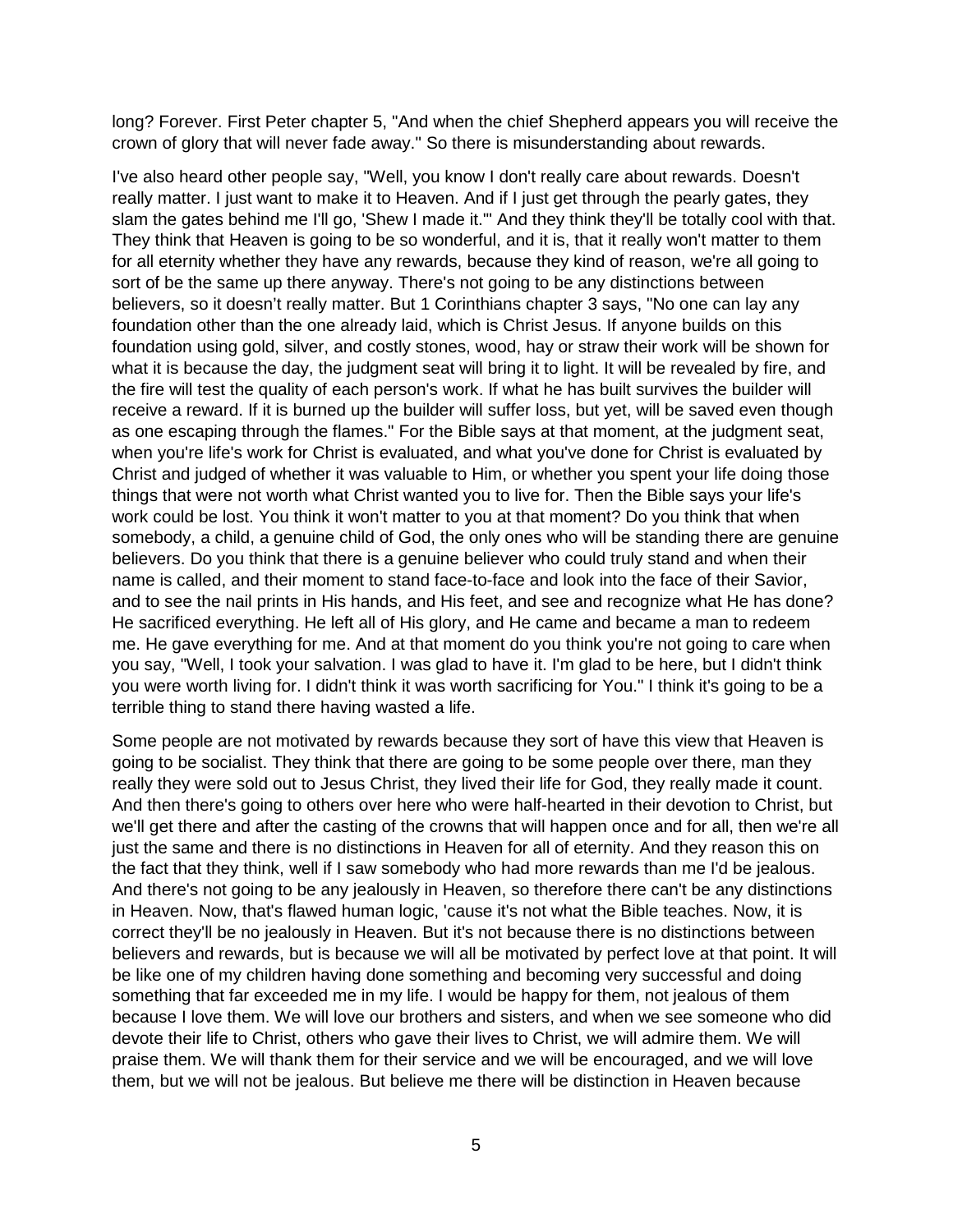long? Forever. First Peter chapter 5, "And when the chief Shepherd appears you will receive the crown of glory that will never fade away." So there is misunderstanding about rewards.

I've also heard other people say, "Well, you know I don't really care about rewards. Doesn't really matter. I just want to make it to Heaven. And if I just get through the pearly gates, they slam the gates behind me I'll go, 'Shew I made it.'" And they think they'll be totally cool with that. They think that Heaven is going to be so wonderful, and it is, that it really won't matter to them for all eternity whether they have any rewards, because they kind of reason, we're all going to sort of be the same up there anyway. There's not going to be any distinctions between believers, so it doesn't really matter. But 1 Corinthians chapter 3 says, "No one can lay any foundation other than the one already laid, which is Christ Jesus. If anyone builds on this foundation using gold, silver, and costly stones, wood, hay or straw their work will be shown for what it is because the day, the judgment seat will bring it to light. It will be revealed by fire, and the fire will test the quality of each person's work. If what he has built survives the builder will receive a reward. If it is burned up the builder will suffer loss, but yet, will be saved even though as one escaping through the flames." For the Bible says at that moment, at the judgment seat, when you're life's work for Christ is evaluated, and what you've done for Christ is evaluated by Christ and judged of whether it was valuable to Him, or whether you spent your life doing those things that were not worth what Christ wanted you to live for. Then the Bible says your life's work could be lost. You think it won't matter to you at that moment? Do you think that when somebody, a child, a genuine child of God, the only ones who will be standing there are genuine believers. Do you think that there is a genuine believer who could truly stand and when their name is called, and their moment to stand face-to-face and look into the face of their Savior, and to see the nail prints in His hands, and His feet, and see and recognize what He has done? He sacrificed everything. He left all of His glory, and He came and became a man to redeem me. He gave everything for me. And at that moment do you think you're not going to care when you say, "Well, I took your salvation. I was glad to have it. I'm glad to be here, but I didn't think you were worth living for. I didn't think it was worth sacrificing for You." I think it's going to be a terrible thing to stand there having wasted a life.

Some people are not motivated by rewards because they sort of have this view that Heaven is going to be socialist. They think that there are going to be some people over there, man they really they were sold out to Jesus Christ, they lived their life for God, they really made it count. And then there's going to others over here who were half-hearted in their devotion to Christ, but we'll get there and after the casting of the crowns that will happen once and for all, then we're all just the same and there is no distinctions in Heaven for all of eternity. And they reason this on the fact that they think, well if I saw somebody who had more rewards than me I'd be jealous. And there's not going to be any jealously in Heaven, so therefore there can't be any distinctions in Heaven. Now, that's flawed human logic, 'cause it's not what the Bible teaches. Now, it is correct they'll be no jealously in Heaven. But it's not because there is no distinctions between believers and rewards, but is because we will all be motivated by perfect love at that point. It will be like one of my children having done something and becoming very successful and doing something that far exceeded me in my life. I would be happy for them, not jealous of them because I love them. We will love our brothers and sisters, and when we see someone who did devote their life to Christ, others who gave their lives to Christ, we will admire them. We will praise them. We will thank them for their service and we will be encouraged, and we will love them, but we will not be jealous. But believe me there will be distinction in Heaven because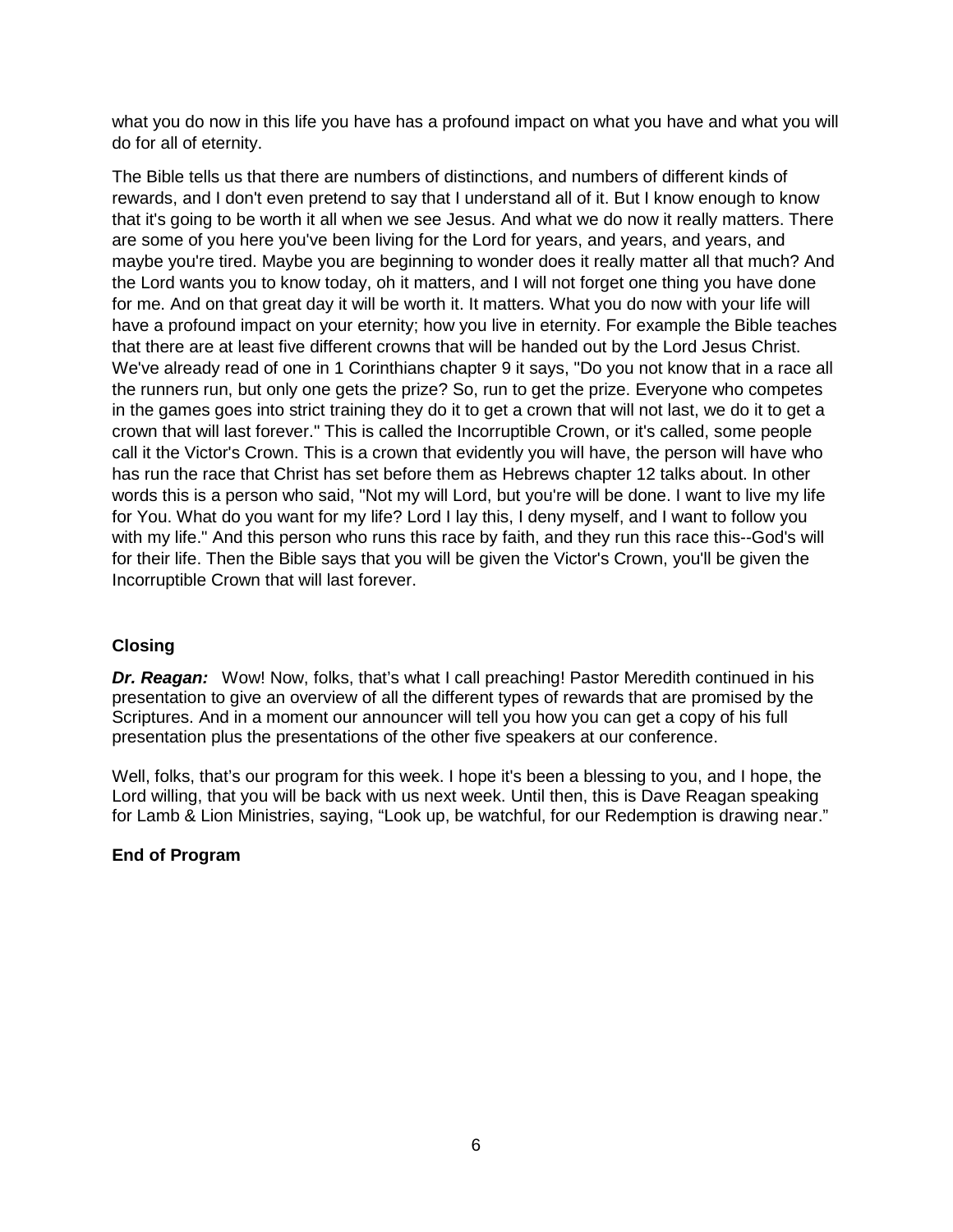what you do now in this life you have has a profound impact on what you have and what you will do for all of eternity.

The Bible tells us that there are numbers of distinctions, and numbers of different kinds of rewards, and I don't even pretend to say that I understand all of it. But I know enough to know that it's going to be worth it all when we see Jesus. And what we do now it really matters. There are some of you here you've been living for the Lord for years, and years, and years, and maybe you're tired. Maybe you are beginning to wonder does it really matter all that much? And the Lord wants you to know today, oh it matters, and I will not forget one thing you have done for me. And on that great day it will be worth it. It matters. What you do now with your life will have a profound impact on your eternity; how you live in eternity. For example the Bible teaches that there are at least five different crowns that will be handed out by the Lord Jesus Christ. We've already read of one in 1 Corinthians chapter 9 it says, "Do you not know that in a race all the runners run, but only one gets the prize? So, run to get the prize. Everyone who competes in the games goes into strict training they do it to get a crown that will not last, we do it to get a crown that will last forever." This is called the Incorruptible Crown, or it's called, some people call it the Victor's Crown. This is a crown that evidently you will have, the person will have who has run the race that Christ has set before them as Hebrews chapter 12 talks about. In other words this is a person who said, "Not my will Lord, but you're will be done. I want to live my life for You. What do you want for my life? Lord I lay this, I deny myself, and I want to follow you with my life." And this person who runs this race by faith, and they run this race this--God's will for their life. Then the Bible says that you will be given the Victor's Crown, you'll be given the Incorruptible Crown that will last forever.

**Closing**

***Dr. Reagan:*** Wow! Now, folks, that's what I call preaching! Pastor Meredith continued in his presentation to give an overview of all the different types of rewards that are promised by the Scriptures. And in a moment our announcer will tell you how you can get a copy of his full presentation plus the presentations of the other five speakers at our conference.

Well, folks, that's our program for this week. I hope it's been a blessing to you, and I hope, the Lord willing, that you will be back with us next week. Until then, this is Dave Reagan speaking for Lamb & Lion Ministries, saying, "Look up, be watchful, for our Redemption is drawing near."

**End of Program**